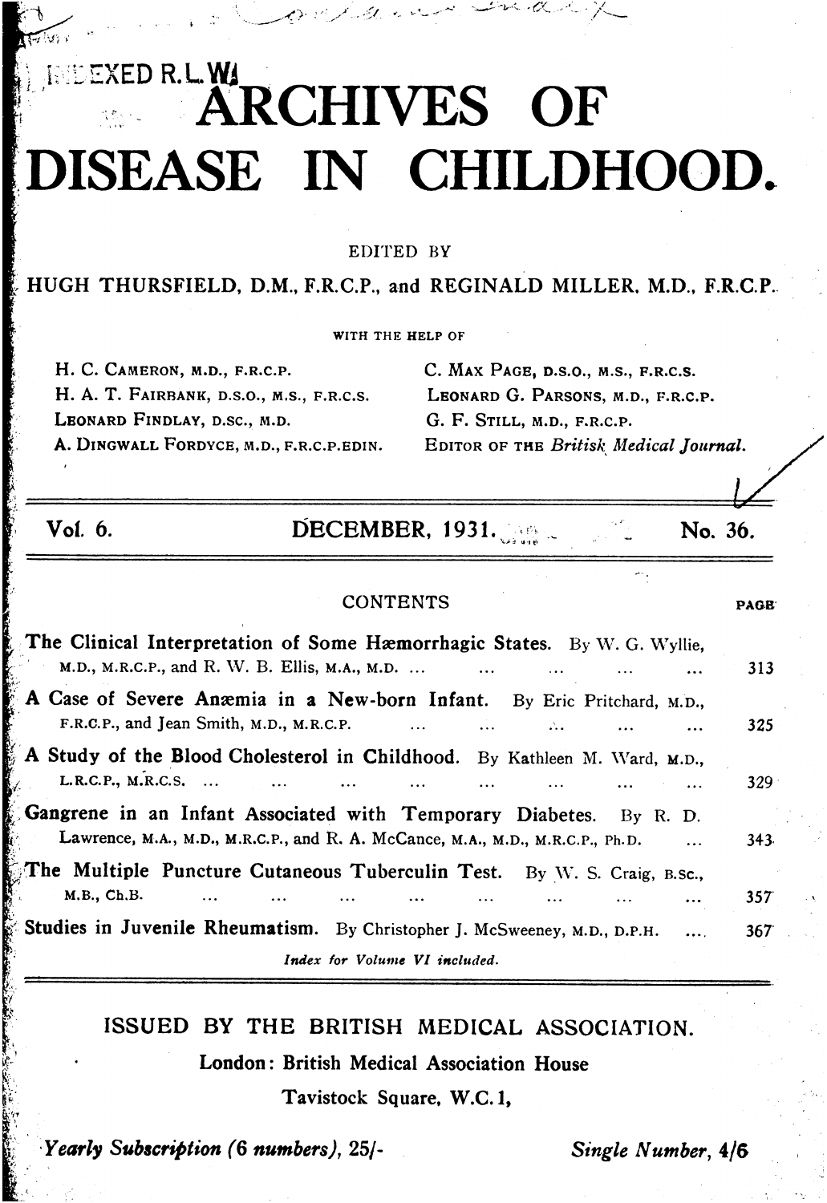INDEXED R.L.W.

# ARCHIVES OF DISEASE IN CHILDHOOD.

EDITED BY

HUGH THURSFIELD, D.M., F.R.C.P., and REGINALD MILLER, M.D., F.R.C.P.

WITH THE HELP OF

H. C. CAMERON, M.D., F.R.C.P.
H. A. T. FAIRBANK, D.S.O., M.S., F.R.C.S.
LEONARD FINDLAY, D.SC., M.D.
A. DINGWALL FORDYCE, M.D., F.R.C.P.EDIN.
C. MAX PAGE, D.S.O., M.S., F.R.C.S.
LEONARD G. PARSONS, M.D., F.R.C.P.
G. F. STILL, M.D., F.R.C.P.
EDITOR OF THE *British Medical Journal.*

Vol. 6. DECEMBER, 1931. No. 36.

## CONTENTS

| | PAGE |
|---|---|
| **The Clinical Interpretation of Some Hæmorrhagic States.** By W. G. Wyllie, M.D., M.R.C.P., and R. W. B. Ellis, M.A., M.D. | 313 |
| **A Case of Severe Anæmia in a New-born Infant.** By Eric Pritchard, M.D., F.R.C.P., and Jean Smith, M.D., M.R.C.P. | 325 |
| **A Study of the Blood Cholesterol in Childhood.** By Kathleen M. Ward, M.D., L.R.C.P., M.R.C.S. | 329 |
| **Gangrene in an Infant Associated with Temporary Diabetes.** By R. D. Lawrence, M.A., M.D., M.R.C.P., and R. A. McCance, M.A., M.D., M.R.C.P., Ph.D. | 343 |
| **The Multiple Puncture Cutaneous Tuberculin Test.** By W. S. Craig, B.Sc., M.B., Ch.B. | 357 |
| **Studies in Juvenile Rheumatism.** By Christopher J. McSweeney, M.D., D.P.H. | 367 |

*Index for Volume VI included.*

ISSUED BY THE BRITISH MEDICAL ASSOCIATION.

London: British Medical Association House

Tavistock Square, W.C. 1,

*Yearly Subscription (6 numbers), 25/-* *Single Number, 4/6*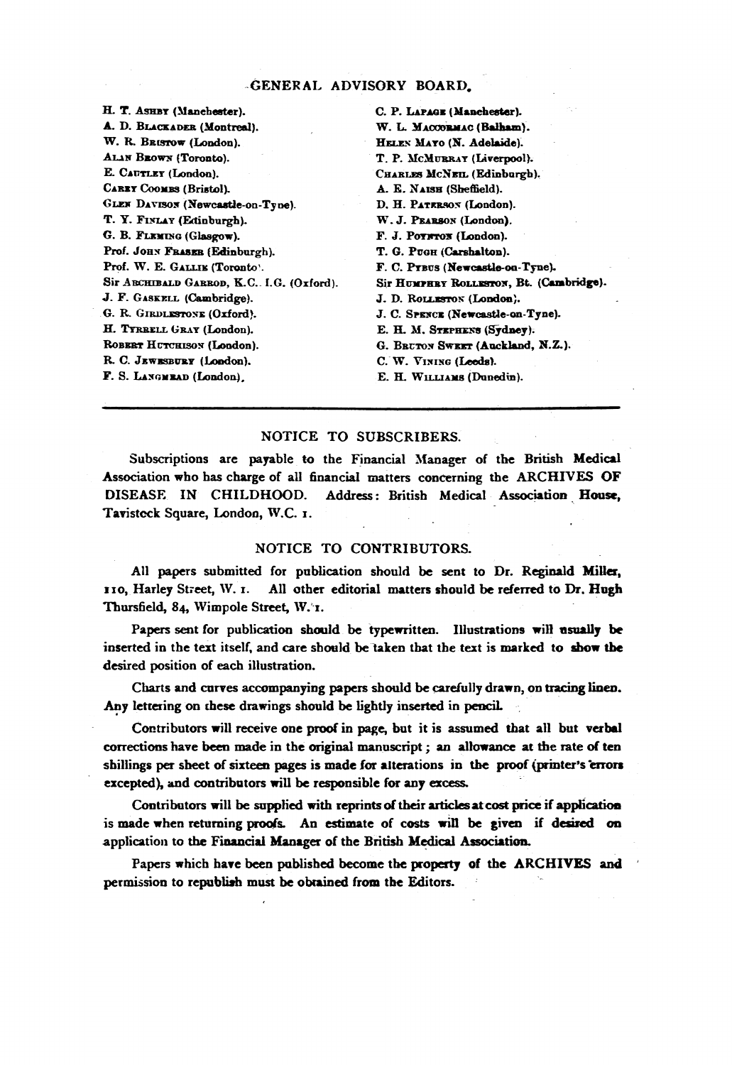## GENERAL ADVISORY BOARD.

H. T. Ashby (Manchester).
A. D. Blackader (Montreal).
W. R. Bristow (London).
Alan Brown (Toronto).
E. Cautley (London).
Carey Coombs (Bristol).
Glen Davison (Newcastle-on-Tyne).
T. Y. Finlay (Edinburgh).
G. B. Fleming (Glasgow).
Prof. John Fraser (Edinburgh).
Prof. W. E. Gallie (Toronto).
Sir Archibald Garrod, K.C. I.G. (Oxford).
J. F. Gaskell (Cambridge).
G. R. Girdlestone (Oxford).
H. Tyrrell Gray (London).
Robert Hutchison (London).
R. C. Jewesbury (London).
F. S. Langmead (London).
C. P. Lapage (Manchester).
W. L. Macdormac (Balham).
Helen Mayo (N. Adelaide).
T. P. McMurray (Liverpool).
Charles McNeil (Edinburgh).
A. E. Naish (Sheffield).
D. H. Paterson (London).
W. J. Pearson (London).
F. J. Poynton (London).
T. G. Pugh (Carshalton).
F. C. Pybus (Newcastle-on-Tyne).
Sir Humphry Rolleston, Bt. (Cambridge).
J. D. Rolleston (London).
J. C. Spence (Newcastle-on-Tyne).
E. H. M. Stephens (Sydney).
G. Bruton Sweet (Auckland, N.Z.).
C. W. Vining (Leeds).
E. H. Williams (Dunedin).

---

## NOTICE TO SUBSCRIBERS.

Subscriptions are payable to the Financial Manager of the British Medical Association who has charge of all financial matters concerning the ARCHIVES OF DISEASE IN CHILDHOOD. Address: British Medical Association House, Tavistock Square, London, W.C. 1.

## NOTICE TO CONTRIBUTORS.

All papers submitted for publication should be sent to Dr. Reginald Miller, 110, Harley Street, W. 1. All other editorial matters should be referred to Dr. Hugh Thursfield, 84, Wimpole Street, W. 1.

Papers sent for publication should be typewritten. Illustrations will usually be inserted in the text itself, and care should be taken that the text is marked to show the desired position of each illustration.

Charts and curves accompanying papers should be carefully drawn, on tracing linen. Any lettering on these drawings should be lightly inserted in pencil.

Contributors will receive one proof in page, but it is assumed that all but verbal corrections have been made in the original manuscript; an allowance at the rate of ten shillings per sheet of sixteen pages is made for alterations in the proof (printer's errors excepted), and contributors will be responsible for any excess.

Contributors will be supplied with reprints of their articles at cost price if application is made when returning proofs. An estimate of costs will be given if desired on application to the Financial Manager of the British Medical Association.

Papers which have been published become the property of the ARCHIVES and permission to republish must be obtained from the Editors.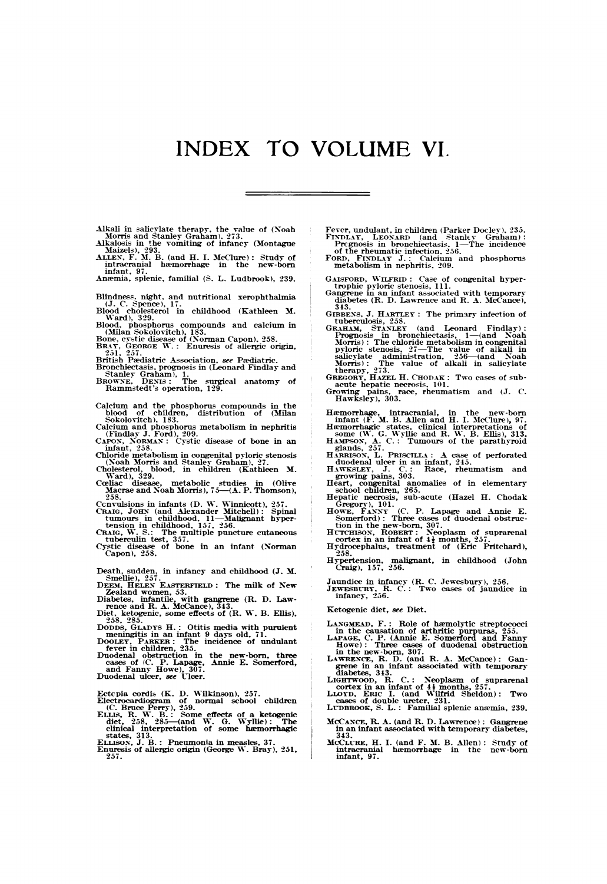# INDEX TO VOLUME VI.

Alkali in salicylate therapy, the value of (Noah Morris and Stanley Graham), 273.
Alkalosis in the vomiting of infancy (Montague Maizels), 293.
ALLEN, F. M. B. (and H. I. McClure): Study of intracranial hæmorrhage in the new-born infant, 97.
Anæmia, splenic, familial (S. L. Ludbrook), 239.

Blindness, night, and nutritional xerophthalmia (J. C. Spence), 17.
Blood cholesterol in childhood (Kathleen M. Ward), 329.
Blood, phosphorus compounds and calcium in (Milan Sokolovitch), 183.
Bone, cystic disease of (Norman Capon), 258.
BRAY, GEORGE W.: Enuresis of allergic origin, 251, 257.
British Pædiatric Association, *see* Pædiatric.
Bronchiectasis, prognosis in (Leonard Findlay and Stanley Graham), 1.
BROWNE, DENIS: The surgical anatomy of Rammstedt's operation, 129.

Calcium and the phosphorus compounds in the blood of children, distribution of (Milan Sokolovitch), 183.
Calcium and phosphorus metabolism in nephritis (Findlay J. Ford), 209.
CAPON, NORMAN: Cystic disease of bone in an infant, 258.
Chloride metabolism in congenital pyloric stenosis (Noah Morris and Stanley Graham), 27.
Cholesterol, blood, in children (Kathleen M. Ward), 329.
Cœliac disease, metabolic studies in (Olive Macrae and Noah Morris), 75—(A. P. Thomson), 258.
Convulsions in infants (D. W. Winnicott), 257.
CRAIG, JOHN (and Alexander Mitchell): Spinal tumours in childhood, 11—Malignant hypertension in childhood, 157, 256.
CRAIG, W. S.: The multiple puncture cutaneous tuberculin test, 357.
Cystic disease of bone in an infant (Norman Capon), 258.

Death, sudden, in infancy and childhood (J. M. Smellie), 257.
DEEM, HELEN EASTERFIELD: The milk of New Zealand women, 53.
Diabetes, infantile, with gangrene (R. D. Lawrence and R. A. McCance), 343.
Diet, ketogenic, some effects of (R. W. B. Ellis), 258, 285.
DODDS, GLADYS H.: Otitis media with purulent meningitis in an infant 9 days old, 71.
DOOLEY, PARKER: The incidence of undulant fever in children, 235.
Duodenal obstruction in the new-born, three cases of (C. P. Lapage, Annie E. Somerford, and Fanny Howe), 307.
Duodenal ulcer, *see* Ulcer.

Ectopia cordis (K. D. Wilkinson), 257.
Electrocardiogram of normal school children (C. Bruce Perry), 259.
ELLIS, R. W. B.: Some effects of a ketogenic diet, 258, 285—(and W. G. Wyllie): The clinical interpretation of some hæmorrhagic states, 313.
ELLISON, J. B.: Pneumonia in measles, 37.
Enuresis of allergic origin (George W. Bray), 251, 257.

Fever, undulant, in children (Parker Dooley), 235.
FINDLAY, LEONARD (and Stanley Graham): Prognosis in bronchiectasis, 1—The incidence of the rheumatic infection, 256.
FORD, FINDLAY J.: Calcium and phosphorus metabolism in nephritis, 209.

GAISFORD, WILFRID: Case of congenital hypertrophic pyloric stenosis, 111.
Gangrene in an infant associated with temporary diabetes (R. D. Lawrence and R. A. McCance), 343.
GIBBENS, J. HARTLEY: The primary infection of tuberculosis, 258.
GRAHAM, STANLEY (and Leonard Findlay): Prognosis in bronchiectasis, 1—(and Noah Morris): The chloride metabolism in congenital pyloric stenosis, 27—The value of alkali in salicylate administration, 256—(and Noah Morris): The value of alkali in salicylate therapy, 273.
GREGORY, HAZEL H. CHODAK: Two cases of sub-acute hepatic necrosis, 101.
Growing pains, race, rheumatism and (J. C. Hawksley), 303.

Hæmorrhage, intracranial, in the new-born infant (F. M. B. Allen and H. I. McClure), 97.
Hæmorrhagic states, clinical interpretations of some (W. G. Wyllie and R. W. B. Ellis), 313.
HAMPSON, A. C.: Tumours of the parathyroid glands, 257.
HARRISON, L. PRISCILLA: A case of perforated duodenal ulcer in an infant, 245.
HAWKSLEY, J. C.: Race, rheumatism and growing pains, 303.
Heart, congenital anomalies of in elementary school children, 265.
Hepatic necrosis, sub-acute (Hazel H. Chodak Gregory), 101.
HOWE, FANNY (C. P. Lapage and Annie E. Somerford): Three cases of duodenal obstruction in the new-born, 307.
HUTCHISON, ROBERT: Neoplasm of suprarenal cortex in an infant of 4½ months, 257.
Hydrocephalus, treatment of (Eric Pritchard), 258.
Hypertension, malignant, in childhood (John Craig), 157, 256.

Jaundice in infancy (R. C. Jewesbury), 256.
JEWESBURY, R. C.: Two cases of jaundice in infancy, 256.

Ketogenic diet, *see* Diet.

LANGMEAD, F.: Role of hæmolytic streptococci in the causation of arthritic purpuras, 255.
LAPAGE, C. P. (Annie E. Somerford and Fanny Howe): Three cases of duodenal obstruction in the new-born, 307.
LAWRENCE, R. D. (and R. A. McCance): Gangrene in an infant associated with temporary diabetes, 343.
LIGHTWOOD, R. C.: Neoplasm of suprarenal cortex in an infant of 4½ months, 257.
LLOYD, ERIC I. (and Wilfrid Sheldon): Two cases of double ureter, 231.
LUDBROOK, S. L.: Familial splenic anæmia, 239.

MCCANCE, R. A. (and R. D. Lawrence): Gangrene in an infant associated with temporary diabetes, 343.
MCCLURE, H. I. (and F. M. B. Allen): Study of intracranial hæmorrhage in the new-born infant, 97.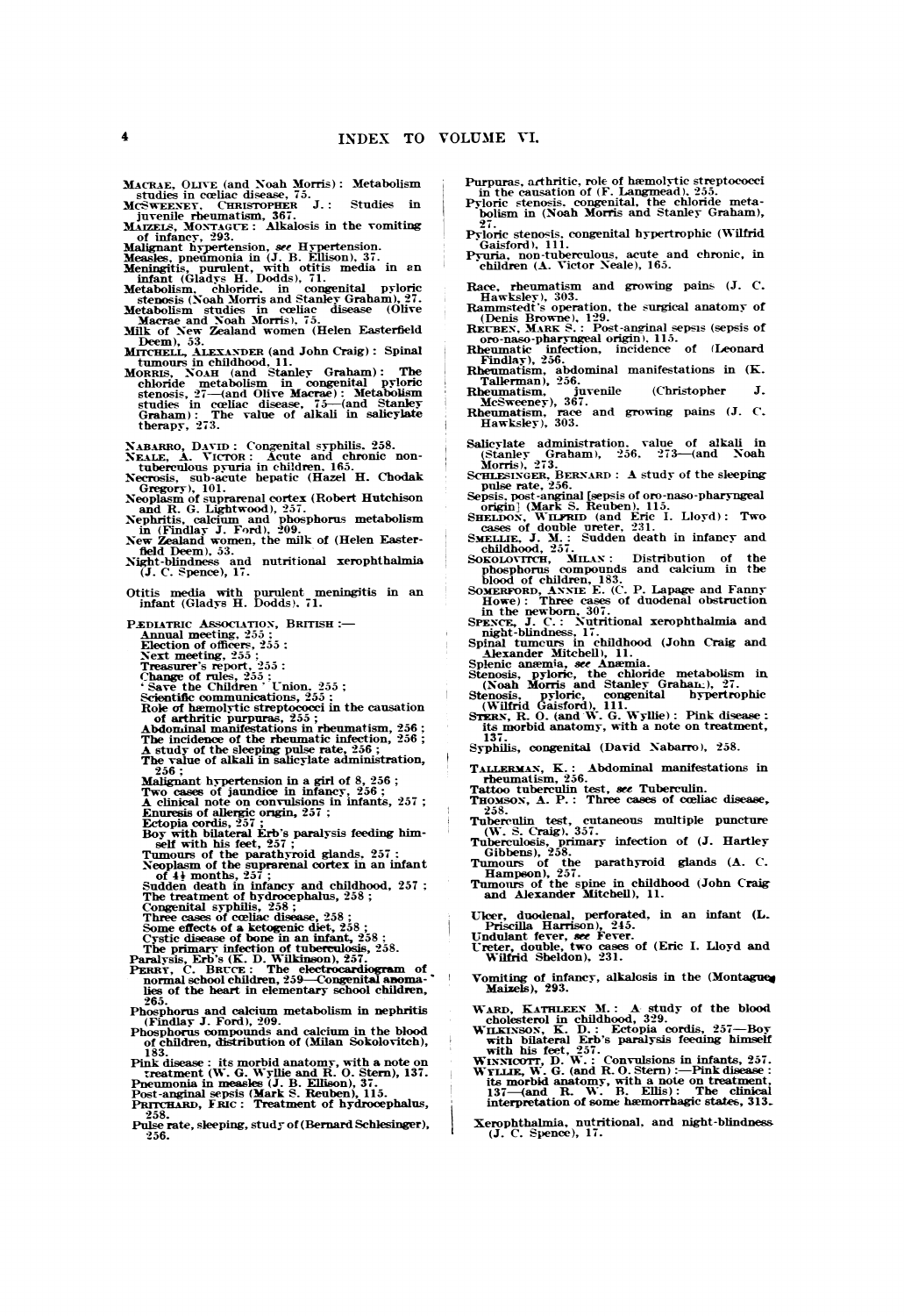# INDEX TO VOLUME VI.

MACRAE, OLIVE (and Noah Morris): Metabolism studies in cœliac disease, 75.
MCSWEENEY, CHRISTOPHER J.: Studies in juvenile rheumatism, 367.
MAIZELS, MONTAGUE: Alkalosis in the vomiting of infancy, 293.
Malignant hypertension, *see* Hypertension.
Measles, pneumonia in (J. B. Ellison), 37.
Meningitis, purulent, with otitis media in an infant (Gladys H. Dodds), 71.
Metabolism, chloride, in congenital pyloric stenosis (Noah Morris and Stanley Graham), 27.
Metabolism studies in cœliac disease (Olive Macrae and Noah Morris), 75.
Milk of New Zealand women (Helen Easterfield Deem), 53.
MITCHELL, ALEXANDER (and John Craig): Spinal tumours in childhood, 11.
MORRIS, NOAH (and Stanley Graham): The chloride metabolism in congenital pyloric stenosis, 27—(and Olive Macrae): Metabolism studies in cœliac disease, 75—(and Stanley Graham): The value of alkali in salicylate therapy, 273.

NABARRO, DAVID: Congenital syphilis. 258.
NEALE, A. VICTOR: Acute and chronic non-tuberculous pyuria in children, 165.
Necrosis, sub-acute hepatic (Hazel H. Chodak Gregory), 101.
Neoplasm of suprarenal cortex (Robert Hutchison and R. G. Lightwood), 257.
Nephritis, calcium and phosphorus metabolism in (Findlay J. Ford), 209.
New Zealand women, the milk of (Helen Easterfield Deem), 53.
Night-blindness and nutritional xerophthalmia (J. C. Spence), 17.

Otitis media with purulent meningitis in an infant (Gladys H. Dodds), 71.

PÆDIATRIC ASSOCIATION, BRITISH:—
- Annual meeting, 255;
- Election of officers, 255;
- Next meeting, 255;
- Treasurer's report, 255;
- Change of rules, 255;
- 'Save the Children' Union, 255;
- Scientific communications, 255;
- Role of hæmolytic streptococci in the causation of arthritic purpuras, 255;
- Abdominal manifestations in rheumatism, 256;
- The incidence of the rheumatic infection, 256;
- A study of the sleeping pulse rate, 256;
- The value of alkali in salicylate administration, 256;
- Malignant hypertension in a girl of 8, 256;
- Two cases of jaundice in infancy, 256;
- A clinical note on convulsions in infants, 257;
- Enuresis of allergic origin, 257;
- Ectopia cordis, 257;
- Boy with bilateral Erb's paralysis feeding himself with his feet, 257;
- Tumours of the parathyroid glands, 257;
- Neoplasm of the suprarenal cortex in an infant of 4½ months, 257;
- Sudden death in infancy and childhood, 257;
- The treatment of hydrocephalus, 258;
- Congenital syphilis, 258;
- Three cases of cœliac disease, 258;
- Some effects of a ketogenic diet, 258;
- Cystic disease of bone in an infant, 258;
- The primary infection of tuberculosis, 258.

Paralysis, Erb's (K. D. Wilkinson), 257.
PERRY, C. BRUCE: The electrocardiogram of normal school children, 259—Congenital anomalies of the heart in elementary school children, 265.
Phosphorus and calcium metabolism in nephritis (Findlay J. Ford), 209.
Phosphorus compounds and calcium in the blood of children, distribution of (Milan Sokolovitch), 183.
Pink disease: its morbid anatomy, with a note on treatment (W. G. Wyllie and R. O. Stern), 137.
Pneumonia in measles (J. B. Ellison), 37.
Post-anginal sepsis (Mark S. Reuben), 115.
PRITCHARD, ERIC: Treatment of hydrocephalus, 258.
Pulse rate, sleeping, study of (Bernard Schlesinger), 256.
Purpuras, arthritic, role of hæmolytic streptococci in the causation of (F. Langmead), 255.
Pyloric stenosis, congenital, the chloride metabolism in (Noah Morris and Stanley Graham), 27.
Pyloric stenosis, congenital hypertrophic (Wilfrid Gaisford), 111.
Pyuria, non-tuberculous, acute and chronic, in children (A. Victor Neale), 165.

Race, rheumatism and growing pains (J. C. Hawksley), 303.
Rammstedt's operation, the surgical anatomy of (Denis Browne), 129.
REUBEN, MARK S.: Post-anginal sepsis (sepsis of oro-naso-pharyngeal origin), 115.
Rheumatic infection, incidence of (Leonard Findlay), 256.
Rheumatism, abdominal manifestations in (K. Tallerman), 256.
Rheumatism, juvenile (Christopher J. McSweeney), 367.
Rheumatism, race and growing pains (J. C. Hawksley), 303.

Salicylate administration, value of alkali in (Stanley Graham), 256, 273—(and Noah Morris), 273.
SCHLESINGER, BERNARD: A study of the sleeping pulse rate, 256.
Sepsis, post-anginal [sepsis of oro-naso-pharyngeal origin] (Mark S. Reuben), 115.
SHELDON, WILFRID (and Eric I. Lloyd): Two cases of double ureter, 231.
SMELLIE, J. M.: Sudden death in infancy and childhood, 257.
SOKOLOVITCH, MILAN: Distribution of the phosphorus compounds and calcium in the blood of children, 183.
SOMERFORD, ANNIE E. (C. P. Lapage and Fanny Howe): Three cases of duodenal obstruction in the newborn, 307.
SPENCE, J. C.: Nutritional xerophthalmia and night-blindness, 17.
Spinal tumours in childhood (John Craig and Alexander Mitchell), 11.
Splenic anæmia, *see* Anæmia.
Stenosis, pyloric, the chloride metabolism in (Noah Morris and Stanley Graham), 27.
Stenosis, pyloric, congenital hypertrophic (Wilfrid Gaisford), 111.
STERN, R. O. (and W. G. Wyllie): Pink disease: its morbid anatomy, with a note on treatment, 137.
Syphilis, congenital (David Nabarro), 258.

TALLERMAN, K.: Abdominal manifestations in rheumatism, 256.
Tattoo tuberculin test, *see* Tuberculin.
THOMSON, A. P.: Three cases of cœliac disease, 258.
Tuberculin test, cutaneous multiple puncture (W. S. Craig), 357.
Tuberculosis, primary infection of (J. Hartley Gibbens), 258.
Tumours of the parathyroid glands (A. C. Hampson), 257.
Tumours of the spine in childhood (John Craig and Alexander Mitchell), 11.

Ulcer, duodenal, perforated, in an infant (L. Priscilla Harrison), 245.
Undulant fever, *see* Fever.
Ureter, double, two cases of (Eric I. Lloyd and Wilfrid Sheldon), 231.

Vomiting of infancy, alkalosis in the (Montague Maizels), 293.

WARD, KATHLEEN M.: A study of the blood cholesterol in childhood, 329.
WILKINSON, K. D.: Ectopia cordis, 257—Boy with bilateral Erb's paralysis feeding himself with his feet, 257.
WINNICOTT, D. W.: Convulsions in infants, 257.
WYLLIE, W. G. (and R. O. Stern):—Pink disease: its morbid anatomy, with a note on treatment, 137—(and R. W. B. Ellis): The clinical interpretation of some hæmorrhagic states, 313.

Xerophthalmia, nutritional, and night-blindness (J. C. Spence), 17.